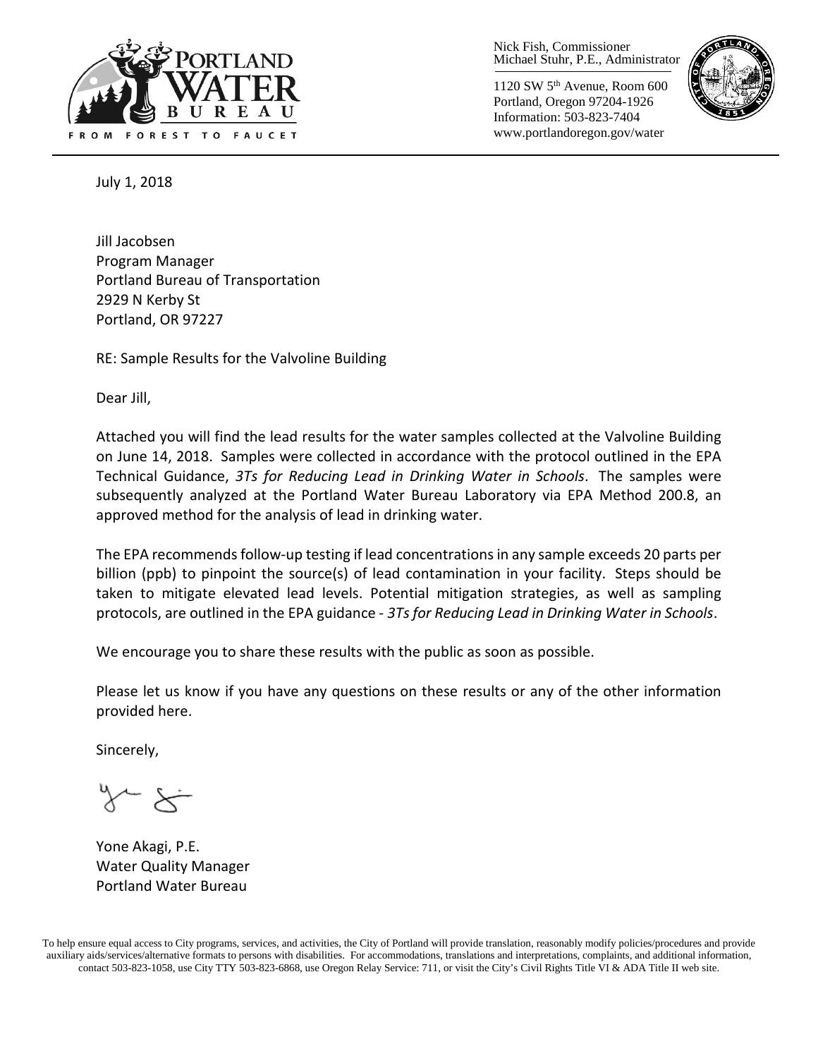PORTLAND WATER BUREAU

FROM FOREST TO FAUCET

Nick Fish, Commissioner
Michael Stuhr, P.E., Administrator

1120 SW 5th Avenue, Room 600
Portland, Oregon 97204-1926
Information: 503-823-7404
www.portlandoregon.gov/water

July 1, 2018

Jill Jacobsen
Program Manager
Portland Bureau of Transportation
2929 N Kerby St
Portland, OR 97227

RE: Sample Results for the Valvoline Building

Dear Jill,

Attached you will find the lead results for the water samples collected at the Valvoline Building on June 14, 2018. Samples were collected in accordance with the protocol outlined in the EPA Technical Guidance, *3Ts for Reducing Lead in Drinking Water in Schools*. The samples were subsequently analyzed at the Portland Water Bureau Laboratory via EPA Method 200.8, an approved method for the analysis of lead in drinking water.

The EPA recommends follow-up testing if lead concentrations in any sample exceeds 20 parts per billion (ppb) to pinpoint the source(s) of lead contamination in your facility. Steps should be taken to mitigate elevated lead levels. Potential mitigation strategies, as well as sampling protocols, are outlined in the EPA guidance - *3Ts for Reducing Lead in Drinking Water in Schools*.

We encourage you to share these results with the public as soon as possible.

Please let us know if you have any questions on these results or any of the other information provided here.

Sincerely,

Yone Akagi, P.E.
Water Quality Manager
Portland Water Bureau

To help ensure equal access to City programs, services, and activities, the City of Portland will provide translation, reasonably modify policies/procedures and provide auxiliary aids/services/alternative formats to persons with disabilities. For accommodations, translations and interpretations, complaints, and additional information, contact 503-823-1058, use City TTY 503-823-6868, use Oregon Relay Service: 711, or visit the City's Civil Rights Title VI & ADA Title II web site.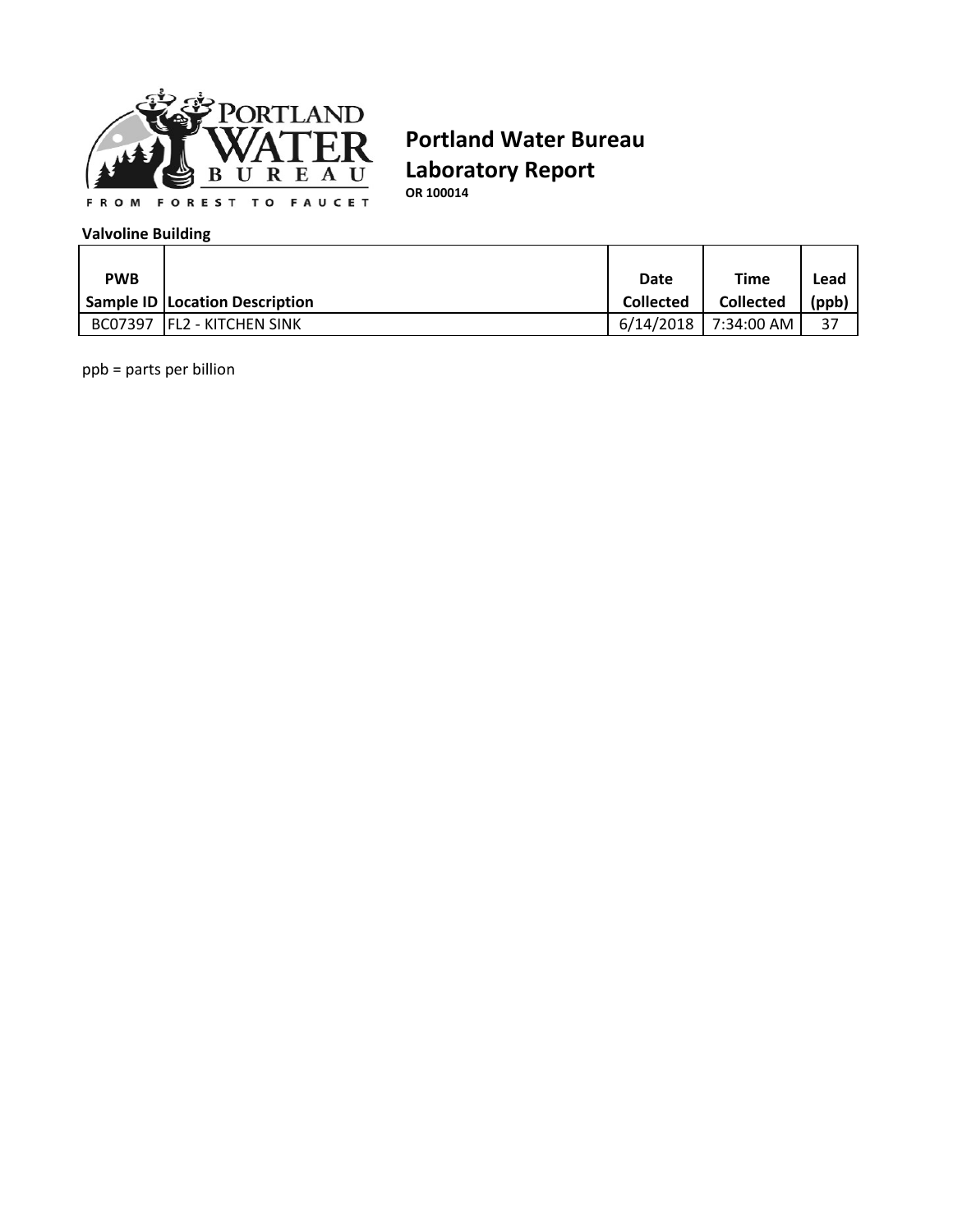# Portland Water Bureau Laboratory Report

**OR 100014**

**Valvoline Building**

| PWB Sample ID | Location Description | Date Collected | Time Collected | Lead (ppb) |
|---|---|---|---|---|
| BC07397 | FL2 - KITCHEN SINK | 6/14/2018 | 7:34:00 AM | 37 |

ppb = parts per billion